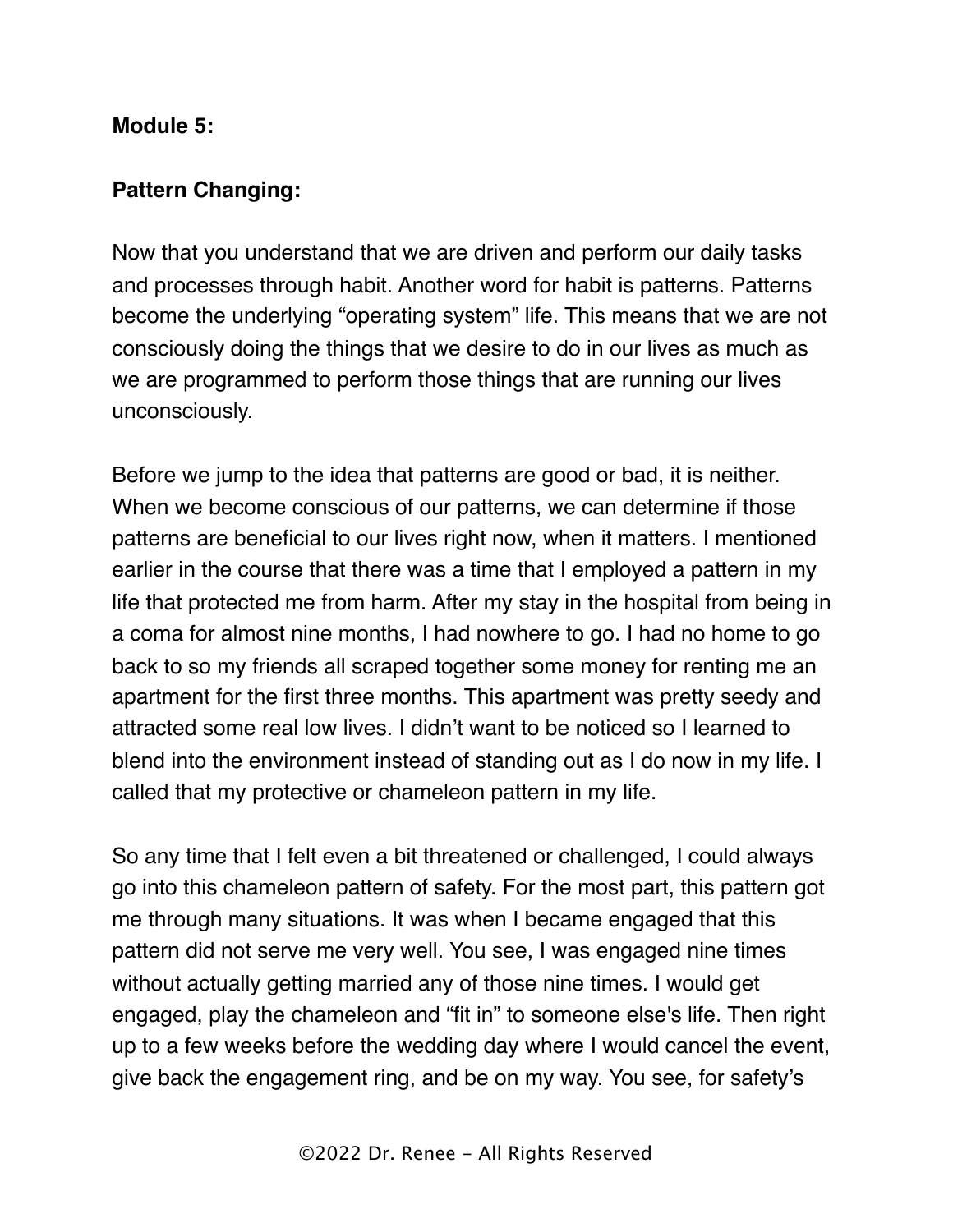**Module 5:**

**Pattern Changing:**

Now that you understand that we are driven and perform our daily tasks and processes through habit. Another word for habit is patterns. Patterns become the underlying "operating system" life. This means that we are not consciously doing the things that we desire to do in our lives as much as we are programmed to perform those things that are running our lives unconsciously.

Before we jump to the idea that patterns are good or bad, it is neither. When we become conscious of our patterns, we can determine if those patterns are beneficial to our lives right now, when it matters. I mentioned earlier in the course that there was a time that I employed a pattern in my life that protected me from harm. After my stay in the hospital from being in a coma for almost nine months, I had nowhere to go. I had no home to go back to so my friends all scraped together some money for renting me an apartment for the first three months. This apartment was pretty seedy and attracted some real low lives. I didn't want to be noticed so I learned to blend into the environment instead of standing out as I do now in my life. I called that my protective or chameleon pattern in my life.

So any time that I felt even a bit threatened or challenged, I could always go into this chameleon pattern of safety. For the most part, this pattern got me through many situations. It was when I became engaged that this pattern did not serve me very well. You see, I was engaged nine times without actually getting married any of those nine times. I would get engaged, play the chameleon and "fit in" to someone else's life. Then right up to a few weeks before the wedding day where I would cancel the event, give back the engagement ring, and be on my way. You see, for safety's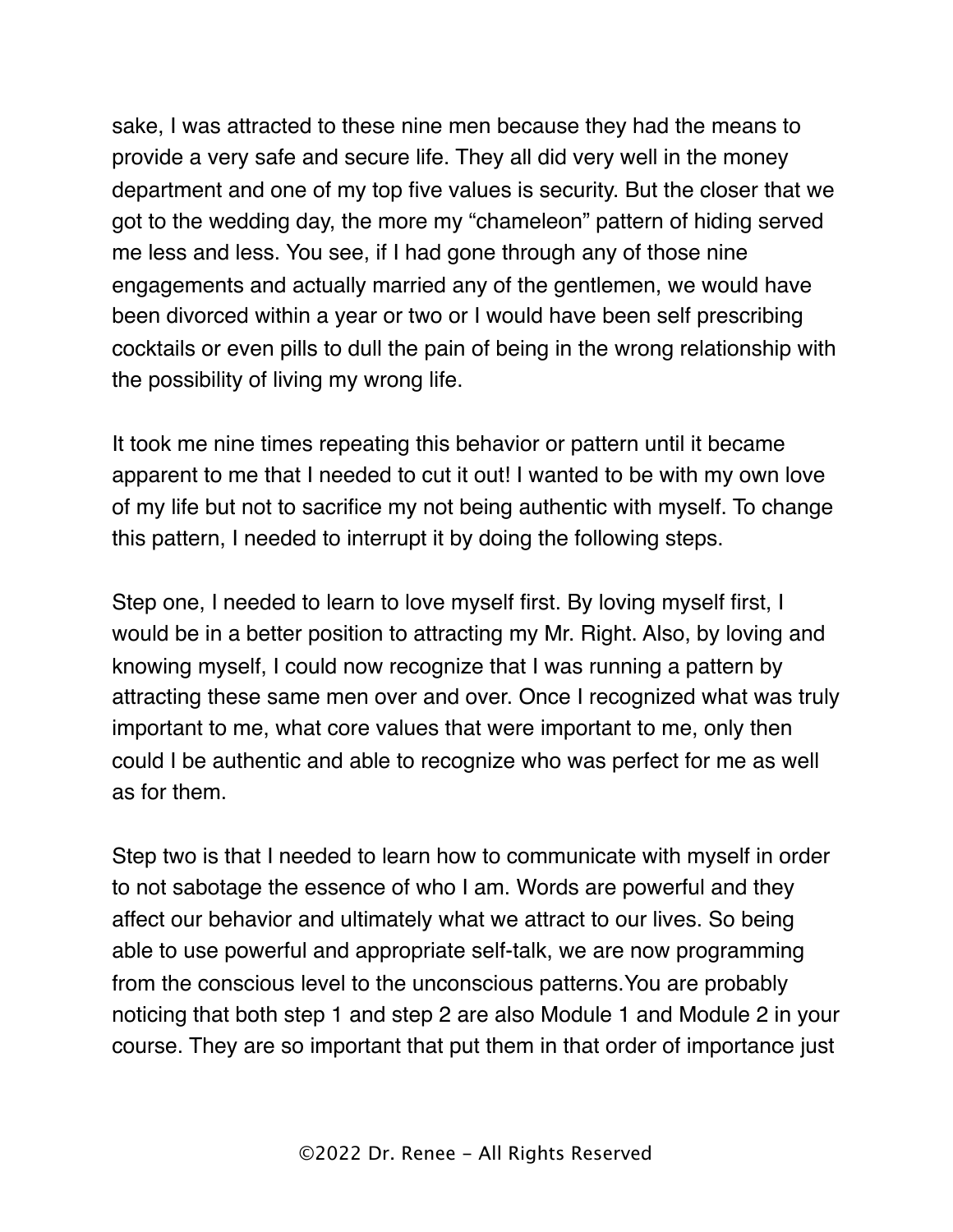sake, I was attracted to these nine men because they had the means to provide a very safe and secure life. They all did very well in the money department and one of my top five values is security. But the closer that we got to the wedding day, the more my "chameleon" pattern of hiding served me less and less. You see, if I had gone through any of those nine engagements and actually married any of the gentlemen, we would have been divorced within a year or two or I would have been self prescribing cocktails or even pills to dull the pain of being in the wrong relationship with the possibility of living my wrong life.

It took me nine times repeating this behavior or pattern until it became apparent to me that I needed to cut it out! I wanted to be with my own love of my life but not to sacrifice my not being authentic with myself. To change this pattern, I needed to interrupt it by doing the following steps.

Step one, I needed to learn to love myself first. By loving myself first, I would be in a better position to attracting my Mr. Right. Also, by loving and knowing myself, I could now recognize that I was running a pattern by attracting these same men over and over. Once I recognized what was truly important to me, what core values that were important to me, only then could I be authentic and able to recognize who was perfect for me as well as for them.

Step two is that I needed to learn how to communicate with myself in order to not sabotage the essence of who I am. Words are powerful and they affect our behavior and ultimately what we attract to our lives. So being able to use powerful and appropriate self-talk, we are now programming from the conscious level to the unconscious patterns.You are probably noticing that both step 1 and step 2 are also Module 1 and Module 2 in your course. They are so important that put them in that order of importance just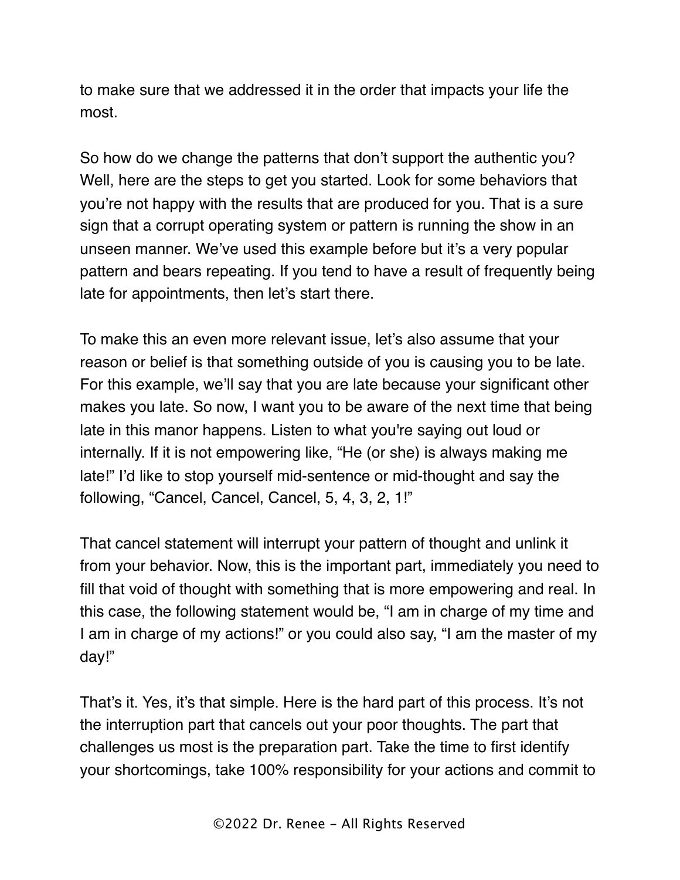to make sure that we addressed it in the order that impacts your life the most.

So how do we change the patterns that don't support the authentic you? Well, here are the steps to get you started. Look for some behaviors that you're not happy with the results that are produced for you. That is a sure sign that a corrupt operating system or pattern is running the show in an unseen manner. We've used this example before but it's a very popular pattern and bears repeating. If you tend to have a result of frequently being late for appointments, then let's start there.

To make this an even more relevant issue, let's also assume that your reason or belief is that something outside of you is causing you to be late. For this example, we'll say that you are late because your significant other makes you late. So now, I want you to be aware of the next time that being late in this manor happens. Listen to what you're saying out loud or internally. If it is not empowering like, "He (or she) is always making me late!" I'd like to stop yourself mid-sentence or mid-thought and say the following, "Cancel, Cancel, Cancel, 5, 4, 3, 2, 1!"

That cancel statement will interrupt your pattern of thought and unlink it from your behavior. Now, this is the important part, immediately you need to fill that void of thought with something that is more empowering and real. In this case, the following statement would be, "I am in charge of my time and I am in charge of my actions!" or you could also say, "I am the master of my day!"

That's it. Yes, it's that simple. Here is the hard part of this process. It's not the interruption part that cancels out your poor thoughts. The part that challenges us most is the preparation part. Take the time to first identify your shortcomings, take 100% responsibility for your actions and commit to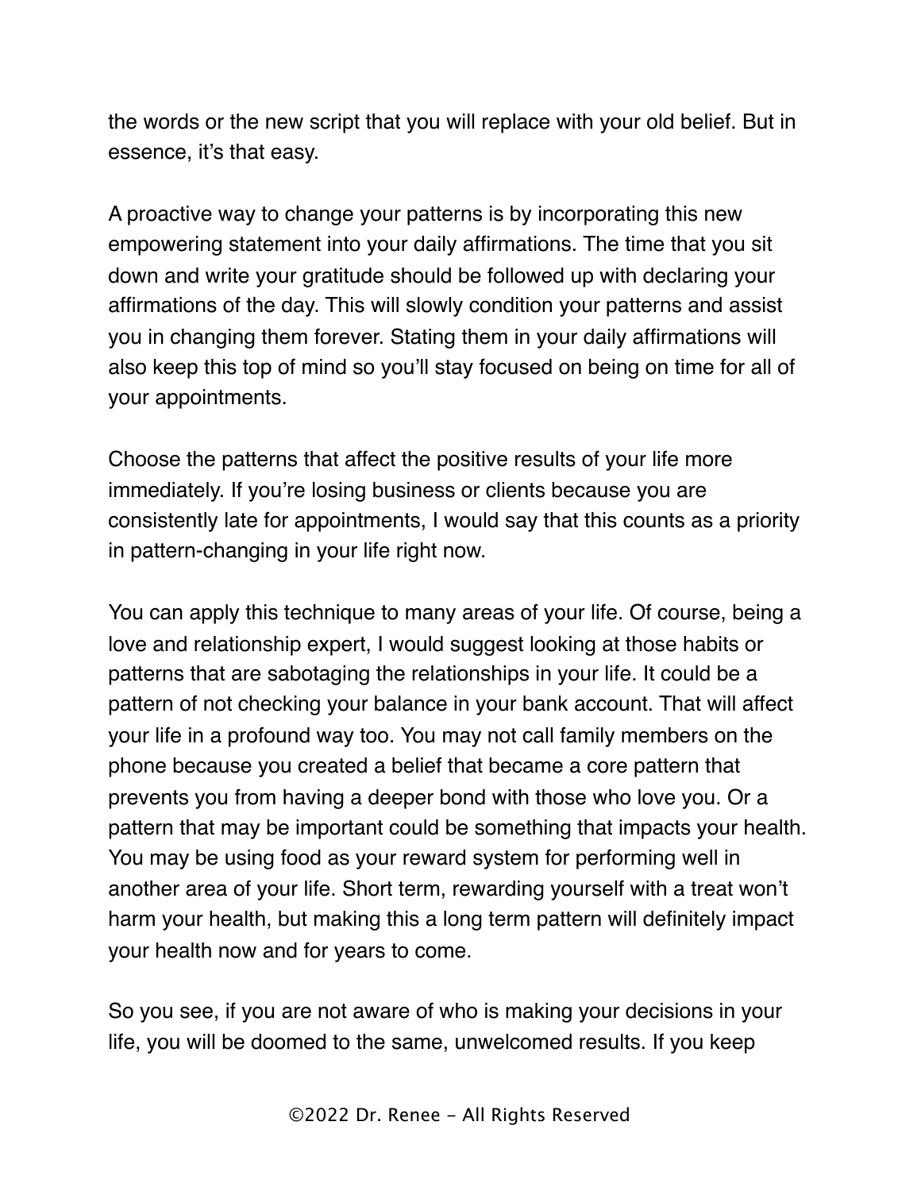the words or the new script that you will replace with your old belief. But in essence, it's that easy.

A proactive way to change your patterns is by incorporating this new empowering statement into your daily affirmations. The time that you sit down and write your gratitude should be followed up with declaring your affirmations of the day. This will slowly condition your patterns and assist you in changing them forever. Stating them in your daily affirmations will also keep this top of mind so you'll stay focused on being on time for all of your appointments.

Choose the patterns that affect the positive results of your life more immediately. If you're losing business or clients because you are consistently late for appointments, I would say that this counts as a priority in pattern-changing in your life right now.

You can apply this technique to many areas of your life. Of course, being a love and relationship expert, I would suggest looking at those habits or patterns that are sabotaging the relationships in your life. It could be a pattern of not checking your balance in your bank account. That will affect your life in a profound way too. You may not call family members on the phone because you created a belief that became a core pattern that prevents you from having a deeper bond with those who love you. Or a pattern that may be important could be something that impacts your health. You may be using food as your reward system for performing well in another area of your life. Short term, rewarding yourself with a treat won't harm your health, but making this a long term pattern will definitely impact your health now and for years to come.

So you see, if you are not aware of who is making your decisions in your life, you will be doomed to the same, unwelcomed results. If you keep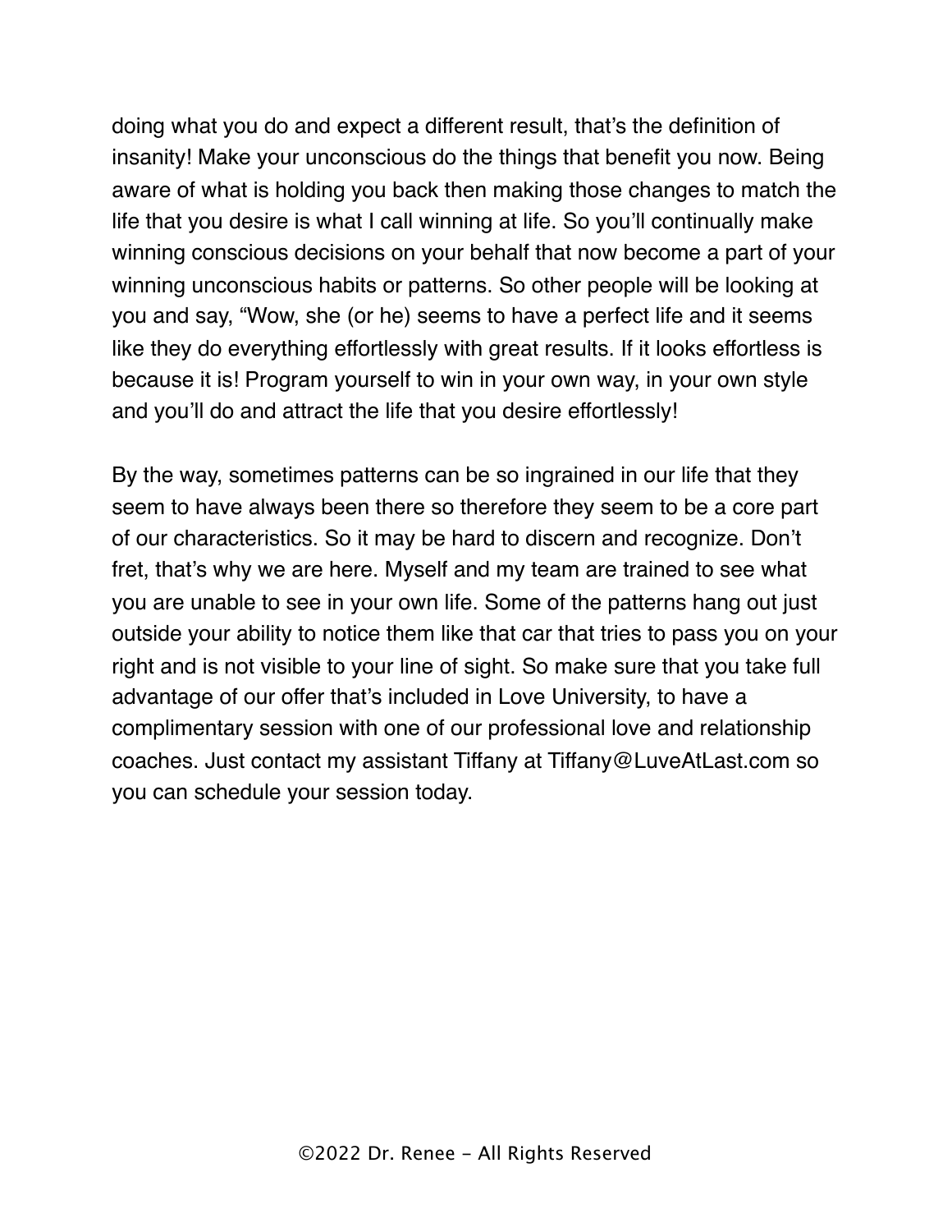doing what you do and expect a different result, that's the definition of insanity! Make your unconscious do the things that benefit you now. Being aware of what is holding you back then making those changes to match the life that you desire is what I call winning at life. So you'll continually make winning conscious decisions on your behalf that now become a part of your winning unconscious habits or patterns. So other people will be looking at you and say, "Wow, she (or he) seems to have a perfect life and it seems like they do everything effortlessly with great results. If it looks effortless is because it is! Program yourself to win in your own way, in your own style and you'll do and attract the life that you desire effortlessly!

By the way, sometimes patterns can be so ingrained in our life that they seem to have always been there so therefore they seem to be a core part of our characteristics. So it may be hard to discern and recognize. Don't fret, that's why we are here. Myself and my team are trained to see what you are unable to see in your own life. Some of the patterns hang out just outside your ability to notice them like that car that tries to pass you on your right and is not visible to your line of sight. So make sure that you take full advantage of our offer that's included in Love University, to have a complimentary session with one of our professional love and relationship coaches. Just contact my assistant Tiffany at Tiffany@LuveAtLast.com so you can schedule your session today.

©2022 Dr. Renee – All Rights Reserved